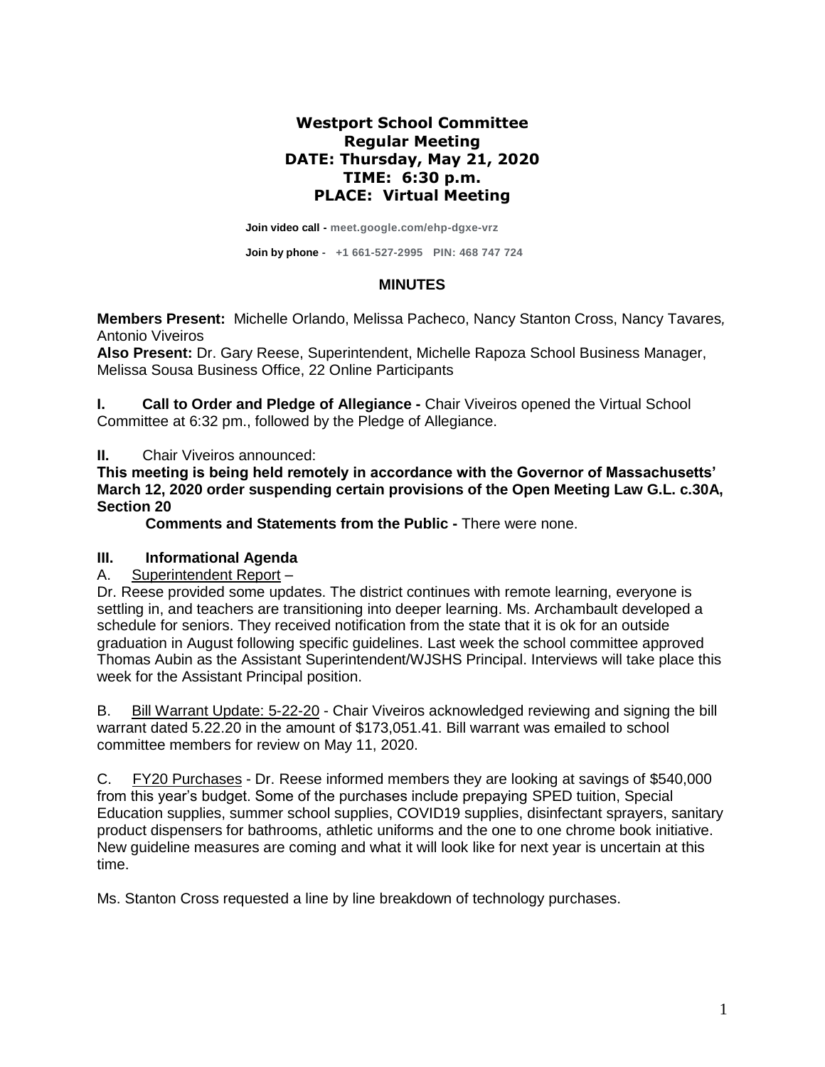# Westport School Committee
## Regular Meeting
**DATE: Thursday, May 21, 2020**
**TIME: 6:30 p.m.**
**PLACE: Virtual Meeting**

**Join video call -** meet.google.com/ehp-dgxe-vrz

**Join by phone -** +1 661-527-2995 PIN: 468 747 724

## MINUTES

**Members Present:** Michelle Orlando, Melissa Pacheco, Nancy Stanton Cross, Nancy Tavares, Antonio Viveiros
**Also Present:** Dr. Gary Reese, Superintendent, Michelle Rapoza School Business Manager, Melissa Sousa Business Office, 22 Online Participants

**I. Call to Order and Pledge of Allegiance -** Chair Viveiros opened the Virtual School Committee at 6:32 pm., followed by the Pledge of Allegiance.

**II.** Chair Viveiros announced:
**This meeting is being held remotely in accordance with the Governor of Massachusetts' March 12, 2020 order suspending certain provisions of the Open Meeting Law G.L. c.30A, Section 20**

**Comments and Statements from the Public -** There were none.

**III. Informational Agenda**

A. Superintendent Report –
Dr. Reese provided some updates. The district continues with remote learning, everyone is settling in, and teachers are transitioning into deeper learning. Ms. Archambault developed a schedule for seniors. They received notification from the state that it is ok for an outside graduation in August following specific guidelines. Last week the school committee approved Thomas Aubin as the Assistant Superintendent/WJSHS Principal. Interviews will take place this week for the Assistant Principal position.

B. Bill Warrant Update: 5-22-20 - Chair Viveiros acknowledged reviewing and signing the bill warrant dated 5.22.20 in the amount of $173,051.41. Bill warrant was emailed to school committee members for review on May 11, 2020.

C. FY20 Purchases - Dr. Reese informed members they are looking at savings of $540,000 from this year's budget. Some of the purchases include prepaying SPED tuition, Special Education supplies, summer school supplies, COVID19 supplies, disinfectant sprayers, sanitary product dispensers for bathrooms, athletic uniforms and the one to one chrome book initiative. New guideline measures are coming and what it will look like for next year is uncertain at this time.

Ms. Stanton Cross requested a line by line breakdown of technology purchases.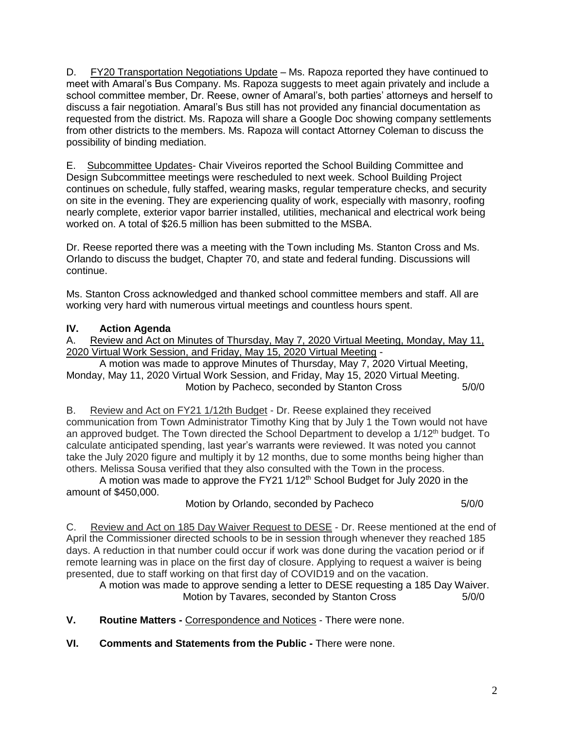D. <u>FY20 Transportation Negotiations Update</u> – Ms. Rapoza reported they have continued to meet with Amaral's Bus Company. Ms. Rapoza suggests to meet again privately and include a school committee member, Dr. Reese, owner of Amaral's, both parties' attorneys and herself to discuss a fair negotiation. Amaral's Bus still has not provided any financial documentation as requested from the district. Ms. Rapoza will share a Google Doc showing company settlements from other districts to the members. Ms. Rapoza will contact Attorney Coleman to discuss the possibility of binding mediation.

E. <u>Subcommittee Updates</u>- Chair Viveiros reported the School Building Committee and Design Subcommittee meetings were rescheduled to next week. School Building Project continues on schedule, fully staffed, wearing masks, regular temperature checks, and security on site in the evening. They are experiencing quality of work, especially with masonry, roofing nearly complete, exterior vapor barrier installed, utilities, mechanical and electrical work being worked on. A total of $26.5 million has been submitted to the MSBA.

Dr. Reese reported there was a meeting with the Town including Ms. Stanton Cross and Ms. Orlando to discuss the budget, Chapter 70, and state and federal funding. Discussions will continue.

Ms. Stanton Cross acknowledged and thanked school committee members and staff. All are working very hard with numerous virtual meetings and countless hours spent.

## IV. Action Agenda

A. <u>Review and Act on Minutes of Thursday, May 7, 2020 Virtual Meeting, Monday, May 11, 2020 Virtual Work Session, and Friday, May 15, 2020 Virtual Meeting</u> -

A motion was made to approve Minutes of Thursday, May 7, 2020 Virtual Meeting, Monday, May 11, 2020 Virtual Work Session, and Friday, May 15, 2020 Virtual Meeting.

Motion by Pacheco, seconded by Stanton Cross 5/0/0

B. <u>Review and Act on FY21 1/12th Budget</u> - Dr. Reese explained they received communication from Town Administrator Timothy King that by July 1 the Town would not have an approved budget. The Town directed the School Department to develop a 1/12th budget. To calculate anticipated spending, last year's warrants were reviewed. It was noted you cannot take the July 2020 figure and multiply it by 12 months, due to some months being higher than others. Melissa Sousa verified that they also consulted with the Town in the process.

A motion was made to approve the FY21 1/12th School Budget for July 2020 in the amount of $450,000.

Motion by Orlando, seconded by Pacheco 5/0/0

C. <u>Review and Act on 185 Day Waiver Request to DESE</u> - Dr. Reese mentioned at the end of April the Commissioner directed schools to be in session through whenever they reached 185 days. A reduction in that number could occur if work was done during the vacation period or if remote learning was in place on the first day of closure. Applying to request a waiver is being presented, due to staff working on that first day of COVID19 and on the vacation.

A motion was made to approve sending a letter to DESE requesting a 185 Day Waiver.

Motion by Tavares, seconded by Stanton Cross 5/0/0

**V. Routine Matters -** <u>Correspondence and Notices</u> - There were none.

**VI. Comments and Statements from the Public -** There were none.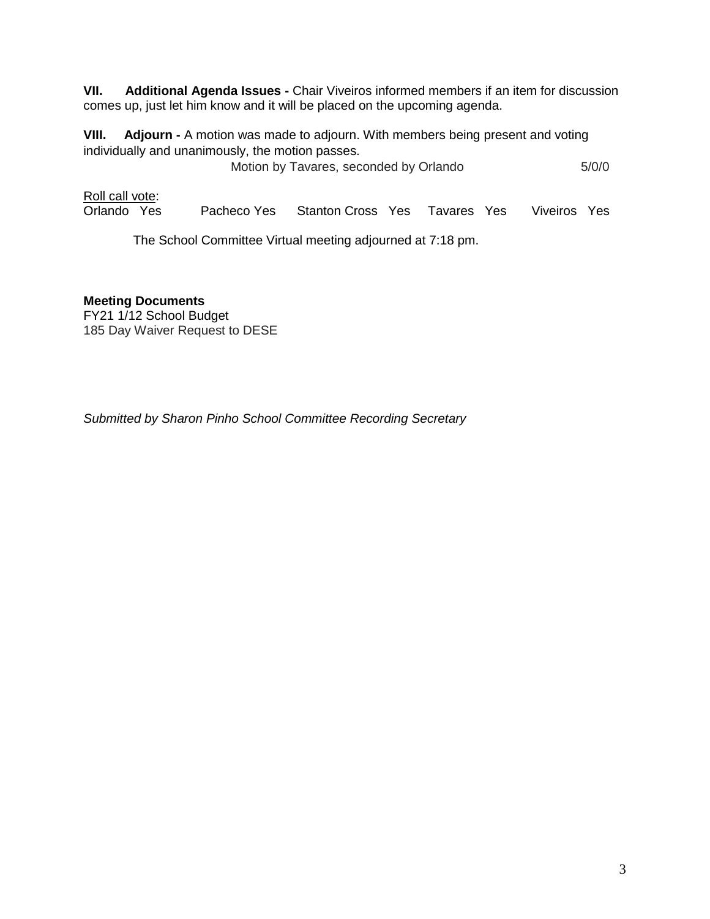**VII. Additional Agenda Issues -** Chair Viveiros informed members if an item for discussion comes up, just let him know and it will be placed on the upcoming agenda.

**VIII. Adjourn -** A motion was made to adjourn. With members being present and voting individually and unanimously, the motion passes.

Motion by Tavares, seconded by Orlando 5/0/0

Roll call vote:

Orlando Yes Pacheco Yes Stanton Cross Yes Tavares Yes Viveiros Yes

The School Committee Virtual meeting adjourned at 7:18 pm.

**Meeting Documents**

FY21 1/12 School Budget

185 Day Waiver Request to DESE

*Submitted by Sharon Pinho School Committee Recording Secretary*